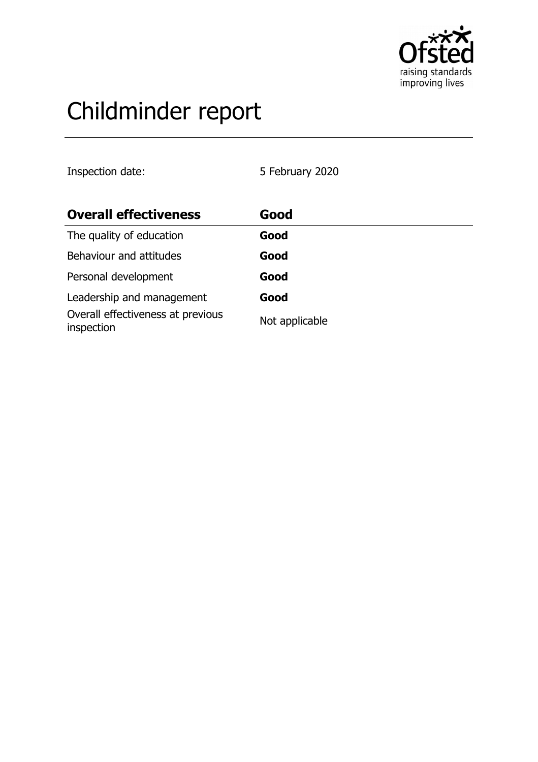# Childminder report

Inspection date: 5 February 2020

| Overall effectiveness | Good |
| --- | --- |
| The quality of education | **Good** |
| Behaviour and attitudes | **Good** |
| Personal development | **Good** |
| Leadership and management | **Good** |
| Overall effectiveness at previous inspection | Not applicable |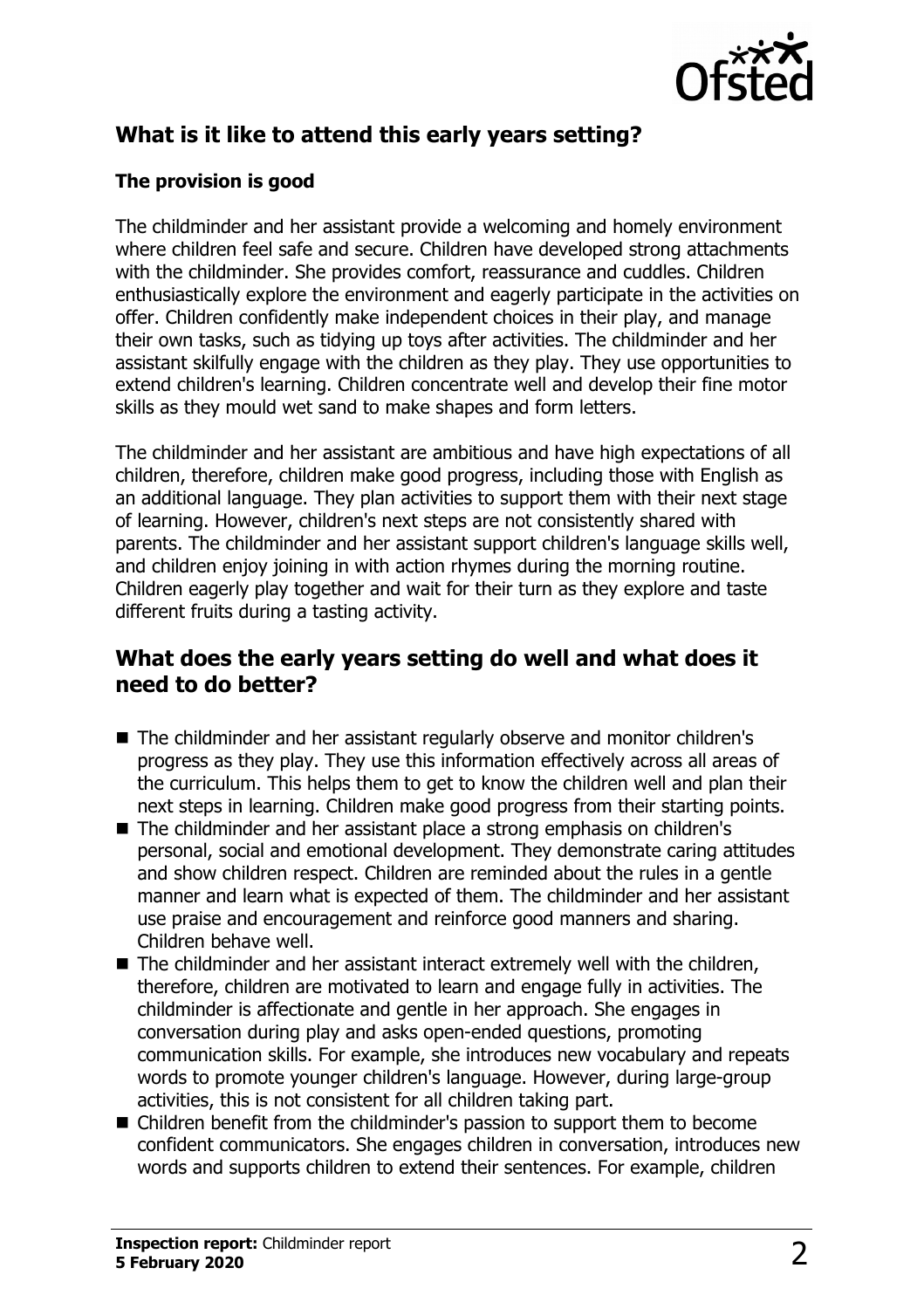## What is it like to attend this early years setting?

### The provision is good

The childminder and her assistant provide a welcoming and homely environment where children feel safe and secure. Children have developed strong attachments with the childminder. She provides comfort, reassurance and cuddles. Children enthusiastically explore the environment and eagerly participate in the activities on offer. Children confidently make independent choices in their play, and manage their own tasks, such as tidying up toys after activities. The childminder and her assistant skilfully engage with the children as they play. They use opportunities to extend children's learning. Children concentrate well and develop their fine motor skills as they mould wet sand to make shapes and form letters.

The childminder and her assistant are ambitious and have high expectations of all children, therefore, children make good progress, including those with English as an additional language. They plan activities to support them with their next stage of learning. However, children's next steps are not consistently shared with parents. The childminder and her assistant support children's language skills well, and children enjoy joining in with action rhymes during the morning routine. Children eagerly play together and wait for their turn as they explore and taste different fruits during a tasting activity.

## What does the early years setting do well and what does it need to do better?

- The childminder and her assistant regularly observe and monitor children's progress as they play. They use this information effectively across all areas of the curriculum. This helps them to get to know the children well and plan their next steps in learning. Children make good progress from their starting points.
- The childminder and her assistant place a strong emphasis on children's personal, social and emotional development. They demonstrate caring attitudes and show children respect. Children are reminded about the rules in a gentle manner and learn what is expected of them. The childminder and her assistant use praise and encouragement and reinforce good manners and sharing. Children behave well.
- The childminder and her assistant interact extremely well with the children, therefore, children are motivated to learn and engage fully in activities. The childminder is affectionate and gentle in her approach. She engages in conversation during play and asks open-ended questions, promoting communication skills. For example, she introduces new vocabulary and repeats words to promote younger children's language. However, during large-group activities, this is not consistent for all children taking part.
- Children benefit from the childminder's passion to support them to become confident communicators. She engages children in conversation, introduces new words and supports children to extend their sentences. For example, children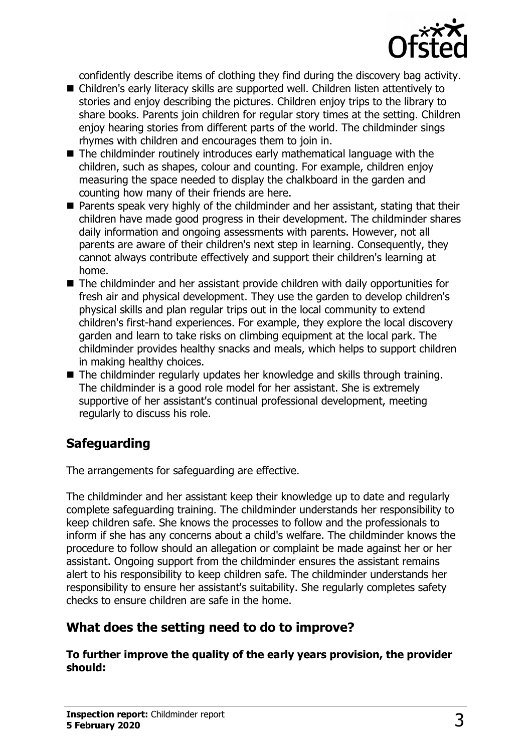confidently describe items of clothing they find during the discovery bag activity.

- Children's early literacy skills are supported well. Children listen attentively to stories and enjoy describing the pictures. Children enjoy trips to the library to share books. Parents join children for regular story times at the setting. Children enjoy hearing stories from different parts of the world. The childminder sings rhymes with children and encourages them to join in.
- The childminder routinely introduces early mathematical language with the children, such as shapes, colour and counting. For example, children enjoy measuring the space needed to display the chalkboard in the garden and counting how many of their friends are here.
- Parents speak very highly of the childminder and her assistant, stating that their children have made good progress in their development. The childminder shares daily information and ongoing assessments with parents. However, not all parents are aware of their children's next step in learning. Consequently, they cannot always contribute effectively and support their children's learning at home.
- The childminder and her assistant provide children with daily opportunities for fresh air and physical development. They use the garden to develop children's physical skills and plan regular trips out in the local community to extend children's first-hand experiences. For example, they explore the local discovery garden and learn to take risks on climbing equipment at the local park. The childminder provides healthy snacks and meals, which helps to support children in making healthy choices.
- The childminder regularly updates her knowledge and skills through training. The childminder is a good role model for her assistant. She is extremely supportive of her assistant's continual professional development, meeting regularly to discuss his role.

## Safeguarding

The arrangements for safeguarding are effective.

The childminder and her assistant keep their knowledge up to date and regularly complete safeguarding training. The childminder understands her responsibility to keep children safe. She knows the processes to follow and the professionals to inform if she has any concerns about a child's welfare. The childminder knows the procedure to follow should an allegation or complaint be made against her or her assistant. Ongoing support from the childminder ensures the assistant remains alert to his responsibility to keep children safe. The childminder understands her responsibility to ensure her assistant's suitability. She regularly completes safety checks to ensure children are safe in the home.

## What does the setting need to do to improve?

**To further improve the quality of the early years provision, the provider should:**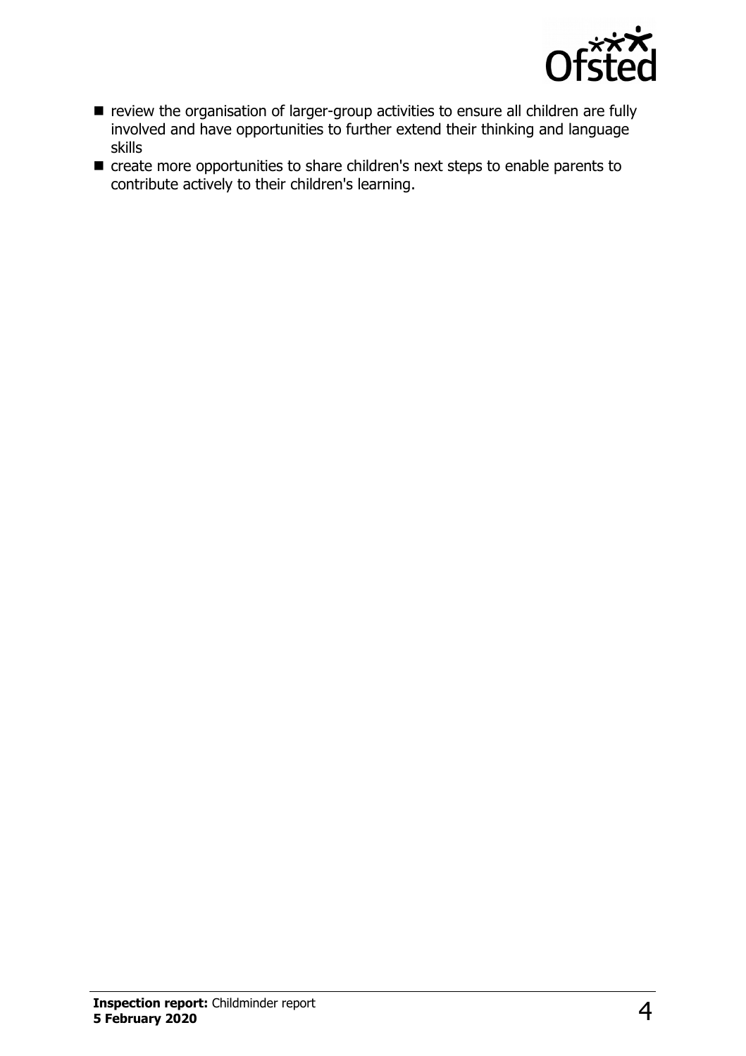- review the organisation of larger-group activities to ensure all children are fully involved and have opportunities to further extend their thinking and language skills
- create more opportunities to share children's next steps to enable parents to contribute actively to their children's learning.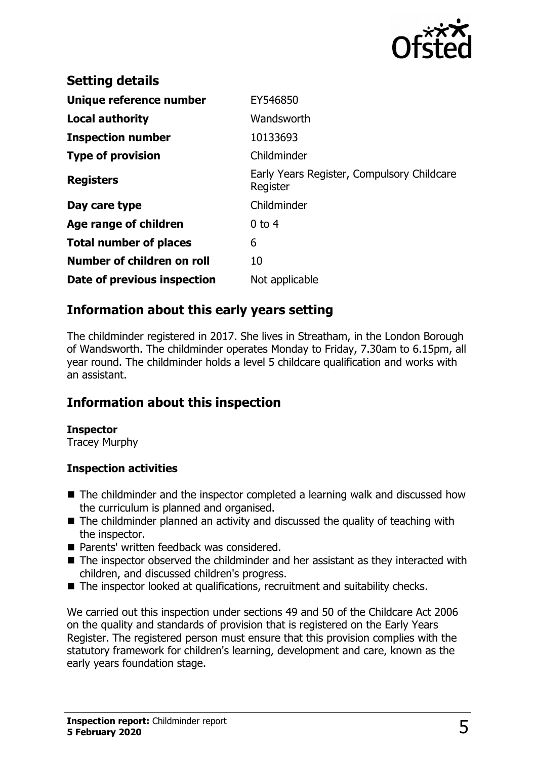## Setting details

| | |
|---|---|
| **Unique reference number** | EY546850 |
| **Local authority** | Wandsworth |
| **Inspection number** | 10133693 |
| **Type of provision** | Childminder |
| **Registers** | Early Years Register, Compulsory Childcare Register |
| **Day care type** | Childminder |
| **Age range of children** | 0 to 4 |
| **Total number of places** | 6 |
| **Number of children on roll** | 10 |
| **Date of previous inspection** | Not applicable |

## Information about this early years setting

The childminder registered in 2017. She lives in Streatham, in the London Borough of Wandsworth. The childminder operates Monday to Friday, 7.30am to 6.15pm, all year round. The childminder holds a level 5 childcare qualification and works with an assistant.

## Information about this inspection

**Inspector**
Tracey Murphy

**Inspection activities**

- The childminder and the inspector completed a learning walk and discussed how the curriculum is planned and organised.
- The childminder planned an activity and discussed the quality of teaching with the inspector.
- Parents' written feedback was considered.
- The inspector observed the childminder and her assistant as they interacted with children, and discussed children's progress.
- The inspector looked at qualifications, recruitment and suitability checks.

We carried out this inspection under sections 49 and 50 of the Childcare Act 2006 on the quality and standards of provision that is registered on the Early Years Register. The registered person must ensure that this provision complies with the statutory framework for children's learning, development and care, known as the early years foundation stage.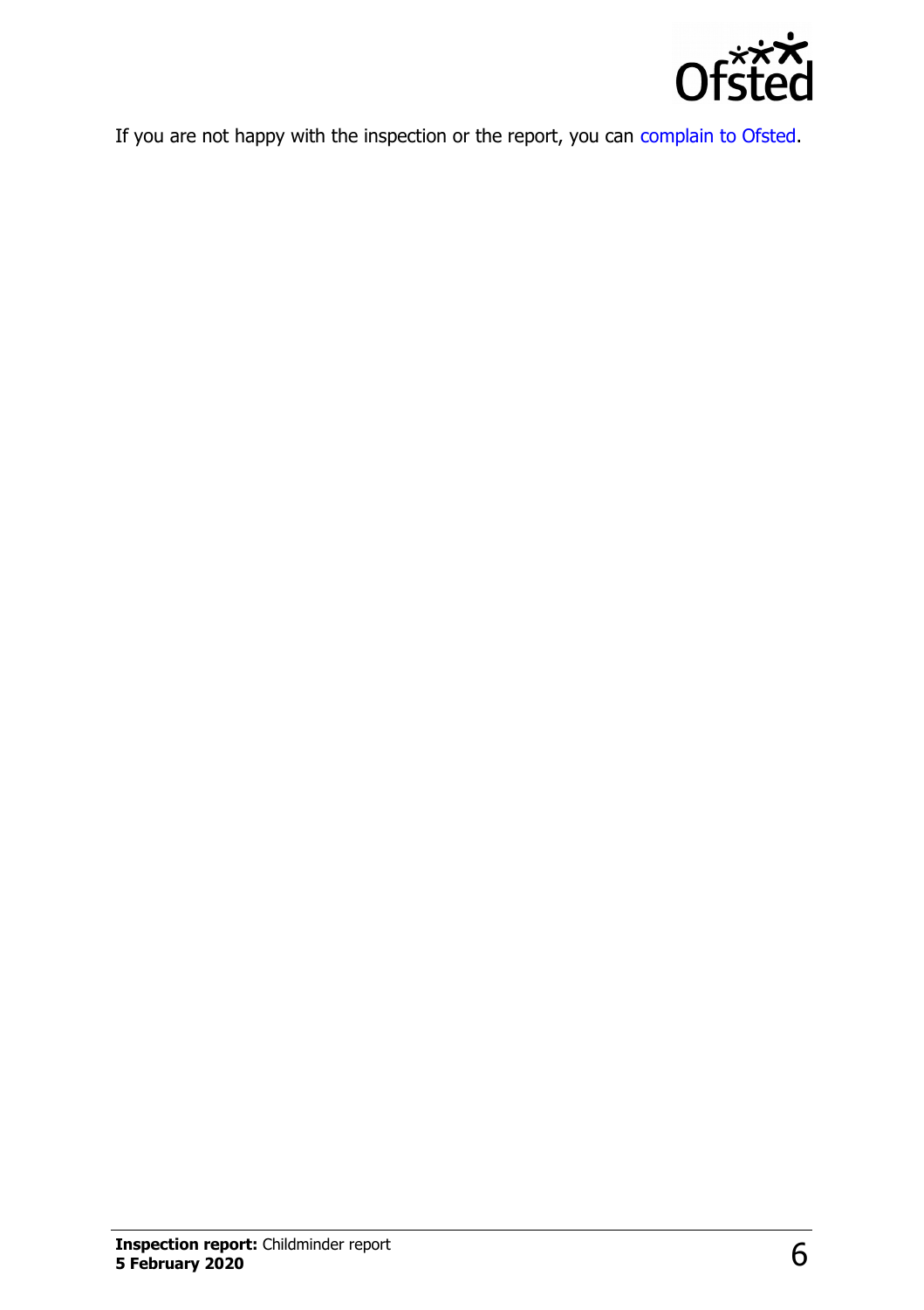If you are not happy with the inspection or the report, you can complain to Ofsted.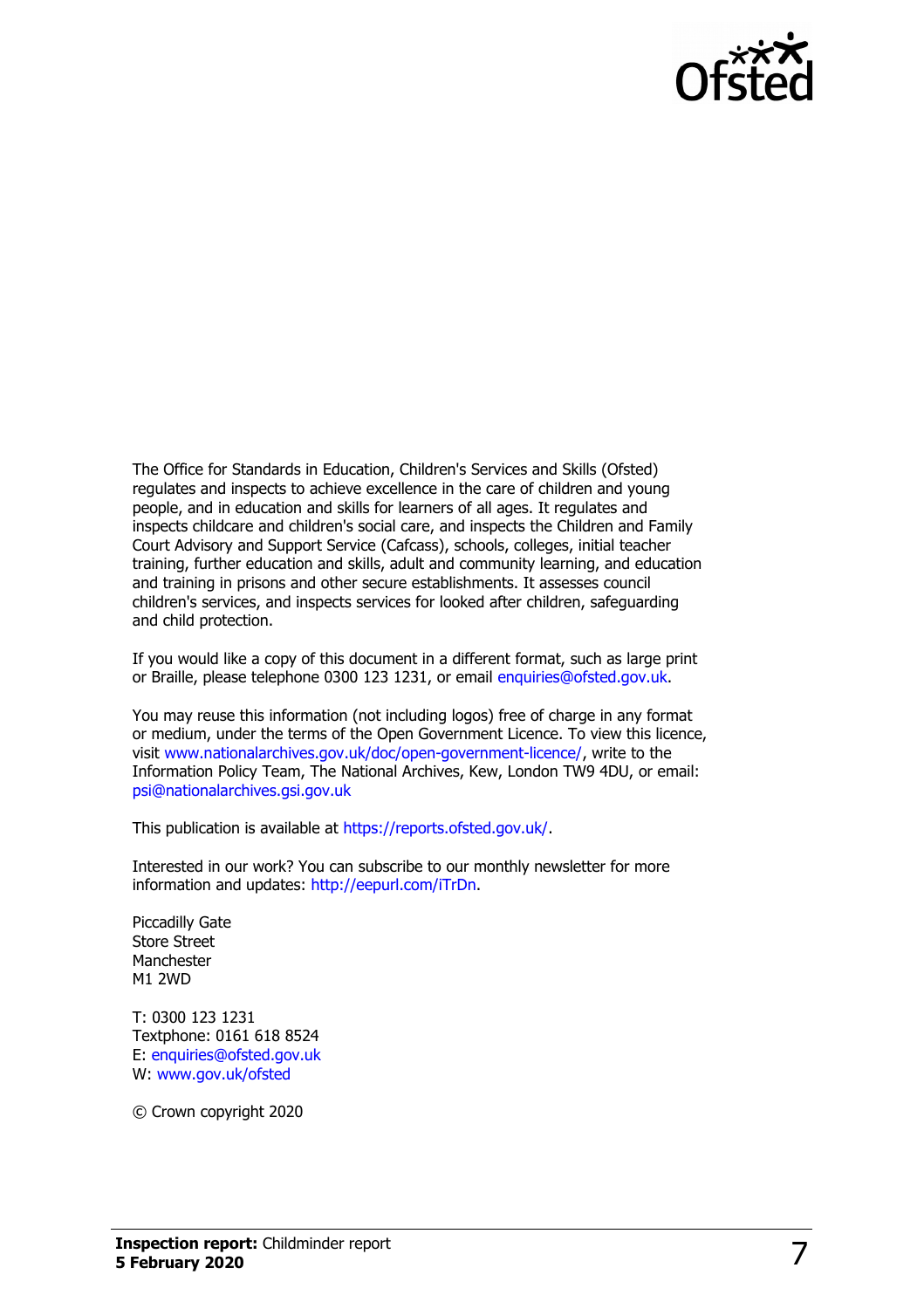The Office for Standards in Education, Children's Services and Skills (Ofsted) regulates and inspects to achieve excellence in the care of children and young people, and in education and skills for learners of all ages. It regulates and inspects childcare and children's social care, and inspects the Children and Family Court Advisory and Support Service (Cafcass), schools, colleges, initial teacher training, further education and skills, adult and community learning, and education and training in prisons and other secure establishments. It assesses council children's services, and inspects services for looked after children, safeguarding and child protection.

If you would like a copy of this document in a different format, such as large print or Braille, please telephone 0300 123 1231, or email enquiries@ofsted.gov.uk.

You may reuse this information (not including logos) free of charge in any format or medium, under the terms of the Open Government Licence. To view this licence, visit www.nationalarchives.gov.uk/doc/open-government-licence/, write to the Information Policy Team, The National Archives, Kew, London TW9 4DU, or email: psi@nationalarchives.gsi.gov.uk

This publication is available at https://reports.ofsted.gov.uk/.

Interested in our work? You can subscribe to our monthly newsletter for more information and updates: http://eepurl.com/iTrDn.

Piccadilly Gate
Store Street
Manchester
M1 2WD

T: 0300 123 1231
Textphone: 0161 618 8524
E: enquiries@ofsted.gov.uk
W: www.gov.uk/ofsted

© Crown copyright 2020